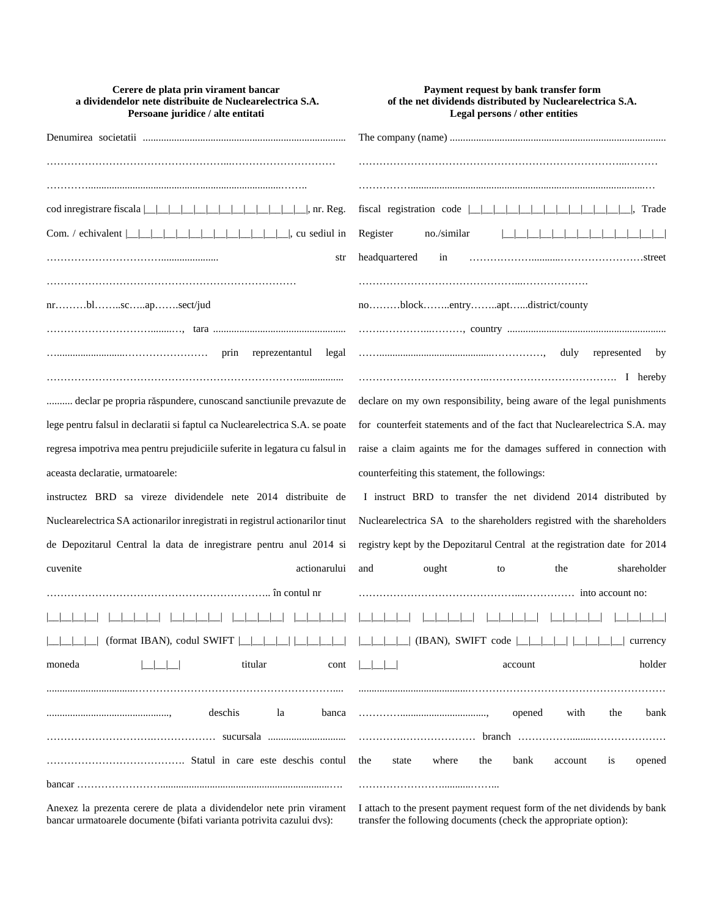**Cerere de plata prin virament bancar**
**a dividendelor nete distribuite de Nuclearelectrica S.A.**
**Persoane juridice / alte entitati**

Denumirea societatii ..............................................................................

……………………………………………...…………………………

…………..................................................................……..

cod inregistrare fiscala |__|__|__|__|__|__|__|__|__|__|__|__|__|, nr. Reg. Com. / echivalent |__|__|__|__|__|__|__|__|__|__|__|__|__|, cu sediul in ……………………………..................... str …………………………………………………………………

nr………bl……..sc…..ap…….sect/jud ………………………….........., tara ................................................... …........................…………………… prin reprezentantul legal …………………………………………………………………................. .......... declar pe propria răspundere, cunoscand sanctiunile prevazute de lege pentru falsul in declaratii si faptul ca Nuclearelectrica S.A. se poate regresa impotriva mea pentru prejudiciile suferite in legatura cu falsul in aceasta declaratie, urmatoarele:

instructez BRD sa vireze dividendele nete 2014 distribuite de Nuclearelectrica SA actionarilor inregistrati in registrul actionarilor tinut de Depozitarul Central la data de inregistrare pentru anul 2014 si cuvenite actionarului ……………………………………………………….. în contul nr |__|__|__|__| |__|__|__|__| |__|__|__|__| |__|__|__|__| |__|__|__|__| |__|__|__|__| (format IBAN), codul SWIFT |__|__|__|__| |__|__|__|__| moneda |__|__|__| titular cont .................................……………………………………………….... .............................................., deschis la banca …………………………….……………… sucursala .............................. …………………………………. Statul in care este deschis contul bancar ……………………..................................................................….

Anexez la prezenta cerere de plata a dividendelor nete prin virament bancar urmatoarele documente (bifati varianta potrivita cazului dvs):

**Payment request by bank transfer form**
**of the net dividends distributed by Nuclearelectrica S.A.**
**Legal persons / other entities**

The company (name) ...................................................................................

………………………………………………………………………...………

……………............................................................................................…

fiscal registration code |__|__|__|__|__|__|__|__|__|__|__|__|__|, Trade Register no./similar |__|__|__|__|__|__|__|__|__|__|__|__|__| headquartered in ………………...........……………………street ………………………………………...……………….

no………block……..entry……..apt…...district/county …….…………..………, country ............................................................ ……..........................................……………, duly represented by ………………………………..………………………………. I hereby declare on my own responsibility, being aware of the legal punishments for counterfeit statements and of the fact that Nuclearelectrica S.A. may raise a claim againts me for the damages suffered in connection with counterfeiting this statement, the followings:

I instruct BRD to transfer the net dividend 2014 distributed by Nuclearelectrica SA to the shareholders registred with the shareholders registry kept by the Depozitarul Central at the registration date for 2014 and ought to the shareholder ……………………………………...…………… into account no: |__|__|__|__| |__|__|__|__| |__|__|__|__| |__|__|__|__| |__|__|__|__| |__|__|__|__| (IBAN), SWIFT code |__|__|__|__| |__|__|__|__| currency |__|__|__| account holder .........................................……………………………………………… …………..................................., opened with the bank ……………..……………… branch ……………........…………………. the state where the bank account is opened ……………………..........……...

I attach to the present payment request form of the net dividends by bank transfer the following documents (check the appropriate option):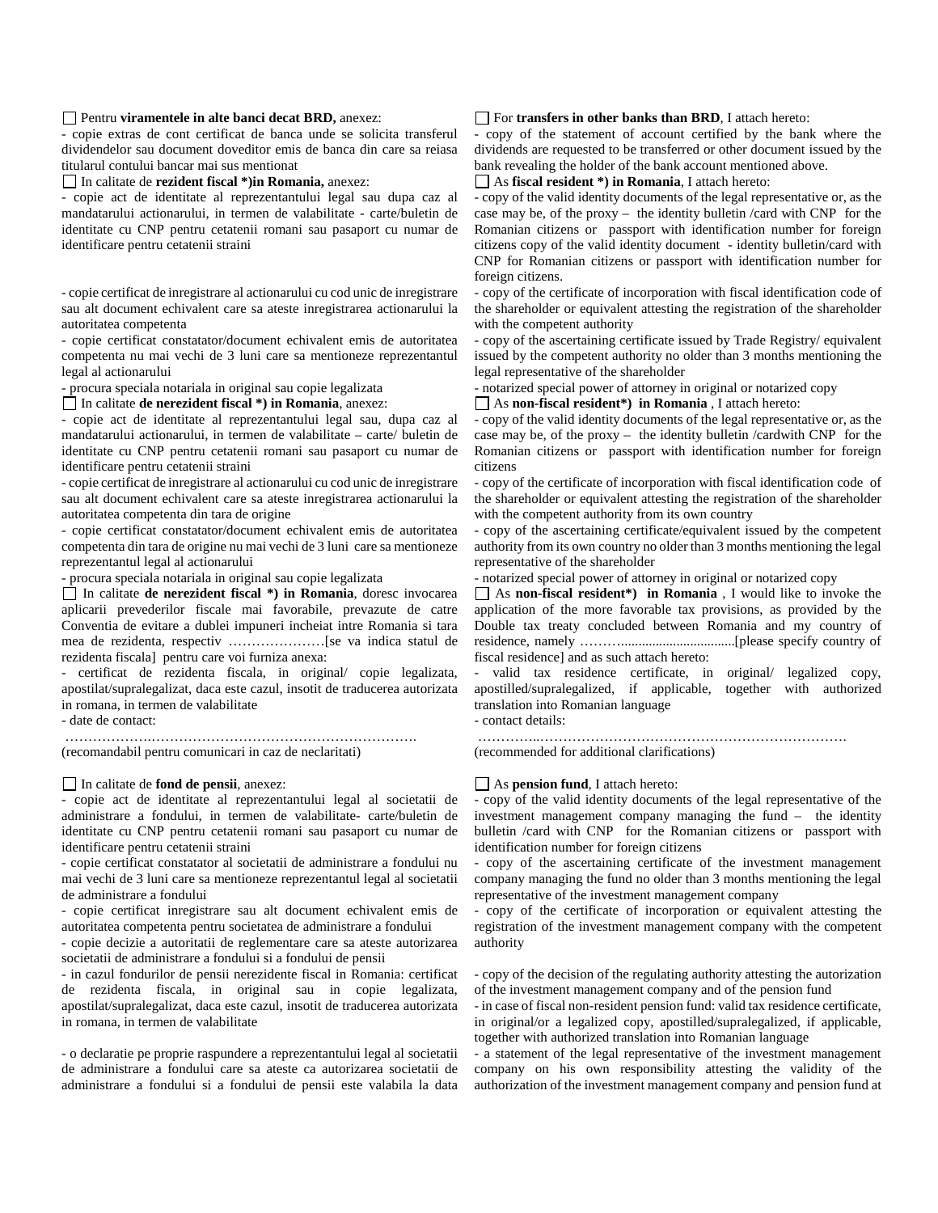☐ Pentru **viramentele in alte banci decat BRD,** anexez:

- copie extras de cont certificat de banca unde se solicita transferul dividendelor sau document doveditor emis de banca din care sa reiasa titularul contului bancar mai sus mentionat

☐ In calitate de **rezident fiscal *)in Romania,** anexez:

- copie act de identitate al reprezentantului legal sau dupa caz al mandatarului actionarului, in termen de valabilitate - carte/buletin de identitate cu CNP pentru cetatenii romani sau pasaport cu numar de identificare pentru cetatenii straini

- copie certificat de inregistrare al actionarului cu cod unic de inregistrare sau alt document echivalent care sa ateste inregistrarea actionarului la autoritatea competenta

- copie certificat constatator/document echivalent emis de autoritatea competenta nu mai vechi de 3 luni care sa mentioneze reprezentantul legal al actionarului

- procura speciala notariala in original sau copie legalizata

☐ In calitate **de nerezident fiscal *) in Romania**, anexez:

- copie act de identitate al reprezentantului legal sau, dupa caz al mandatarului actionarului, in termen de valabilitate – carte/ buletin de identitate cu CNP pentru cetatenii romani sau pasaport cu numar de identificare pentru cetatenii straini

- copie certificat de inregistrare al actionarului cu cod unic de inregistrare sau alt document echivalent care sa ateste inregistrarea actionarului la autoritatea competenta din tara de origine

- copie certificat constatator/document echivalent emis de autoritatea competenta din tara de origine nu mai vechi de 3 luni care sa mentioneze reprezentantul legal al actionarului

- procura speciala notariala in original sau copie legalizata

☐ In calitate **de nerezident fiscal *) in Romania**, doresc invocarea aplicarii prevederilor fiscale mai favorabile, prevazute de catre Conventia de evitare a dublei impuneri incheiat intre Romania si tara mea de rezidenta, respectiv …………………[se va indica statul de rezidenta fiscala] pentru care voi furniza anexa:

- certificat de rezidenta fiscala, in original/ copie legalizata, apostilat/supralegalizat, daca este cazul, insotit de traducerea autorizata in romana, in termen de valabilitate

- date de contact:

……………………………………………………………………….

(recomandabil pentru comunicari in caz de neclaritati)

☐ In calitate de **fond de pensii**, anexez:

- copie act de identitate al reprezentantului legal al societatii de administrare a fondului, in termen de valabilitate- carte/buletin de identitate cu CNP pentru cetatenii romani sau pasaport cu numar de identificare pentru cetatenii straini

- copie certificat constatator al societatii de administrare a fondului nu mai vechi de 3 luni care sa mentioneze reprezentantul legal al societatii de administrare a fondului

- copie certificat inregistrare sau alt document echivalent emis de autoritatea competenta pentru societatea de administrare a fondului

- copie decizie a autoritatii de reglementare care sa ateste autorizarea societatii de administrare a fondului si a fondului de pensii

- in cazul fondurilor de pensii nerezidente fiscal in Romania: certificat de rezidenta fiscala, in original sau in copie legalizata, apostilat/supralegalizat, daca este cazul, insotit de traducerea autorizata in romana, in termen de valabilitate

- o declaratie pe proprie raspundere a reprezentantului legal al societatii de administrare a fondului care sa ateste ca autorizarea societatii de administrare a fondului si a fondului de pensii este valabila la data

☐ For **transfers in other banks than BRD**, I attach hereto:

- copy of the statement of account certified by the bank where the dividends are requested to be transferred or other document issued by the bank revealing the holder of the bank account mentioned above.

☐ As **fiscal resident *) in Romania**, I attach hereto:

- copy of the valid identity documents of the legal representative or, as the case may be, of the proxy – the identity bulletin /card with CNP for the Romanian citizens or passport with identification number for foreign citizens copy of the valid identity document - identity bulletin/card with CNP for Romanian citizens or passport with identification number for foreign citizens.

- copy of the certificate of incorporation with fiscal identification code of the shareholder or equivalent attesting the registration of the shareholder with the competent authority

- copy of the ascertaining certificate issued by Trade Registry/ equivalent issued by the competent authority no older than 3 months mentioning the legal representative of the shareholder

- notarized special power of attorney in original or notarized copy

☐ As **non-fiscal resident*) in Romania** , I attach hereto:

- copy of the valid identity documents of the legal representative or, as the case may be, of the proxy – the identity bulletin /cardwith CNP for the Romanian citizens or passport with identification number for foreign citizens

- copy of the certificate of incorporation with fiscal identification code of the shareholder or equivalent attesting the registration of the shareholder with the competent authority from its own country

- copy of the ascertaining certificate/equivalent issued by the competent authority from its own country no older than 3 months mentioning the legal representative of the shareholder

- notarized special power of attorney in original or notarized copy

☐ As **non-fiscal resident*) in Romania** , I would like to invoke the application of the more favorable tax provisions, as provided by the Double tax treaty concluded between Romania and my country of residence, namely ………...............................[please specify country of fiscal residence] and as such attach hereto:

- valid tax residence certificate, in original/ legalized copy, apostilled/supralegalized, if applicable, together with authorized translation into Romanian language

- contact details:

……………………………………………………………………….

(recommended for additional clarifications)

☐ As **pension fund**, I attach hereto:

- copy of the valid identity documents of the legal representative of the investment management company managing the fund – the identity bulletin /card with CNP for the Romanian citizens or passport with identification number for foreign citizens

- copy of the ascertaining certificate of the investment management company managing the fund no older than 3 months mentioning the legal representative of the investment management company

- copy of the certificate of incorporation or equivalent attesting the registration of the investment management company with the competent authority

- copy of the decision of the regulating authority attesting the autorization of the investment management company and of the pension fund

- in case of fiscal non-resident pension fund: valid tax residence certificate, in original/or a legalized copy, apostilled/supralegalized, if applicable, together with authorized translation into Romanian language

- a statement of the legal representative of the investment management company on his own responsibility attesting the validity of the authorization of the investment management company and pension fund at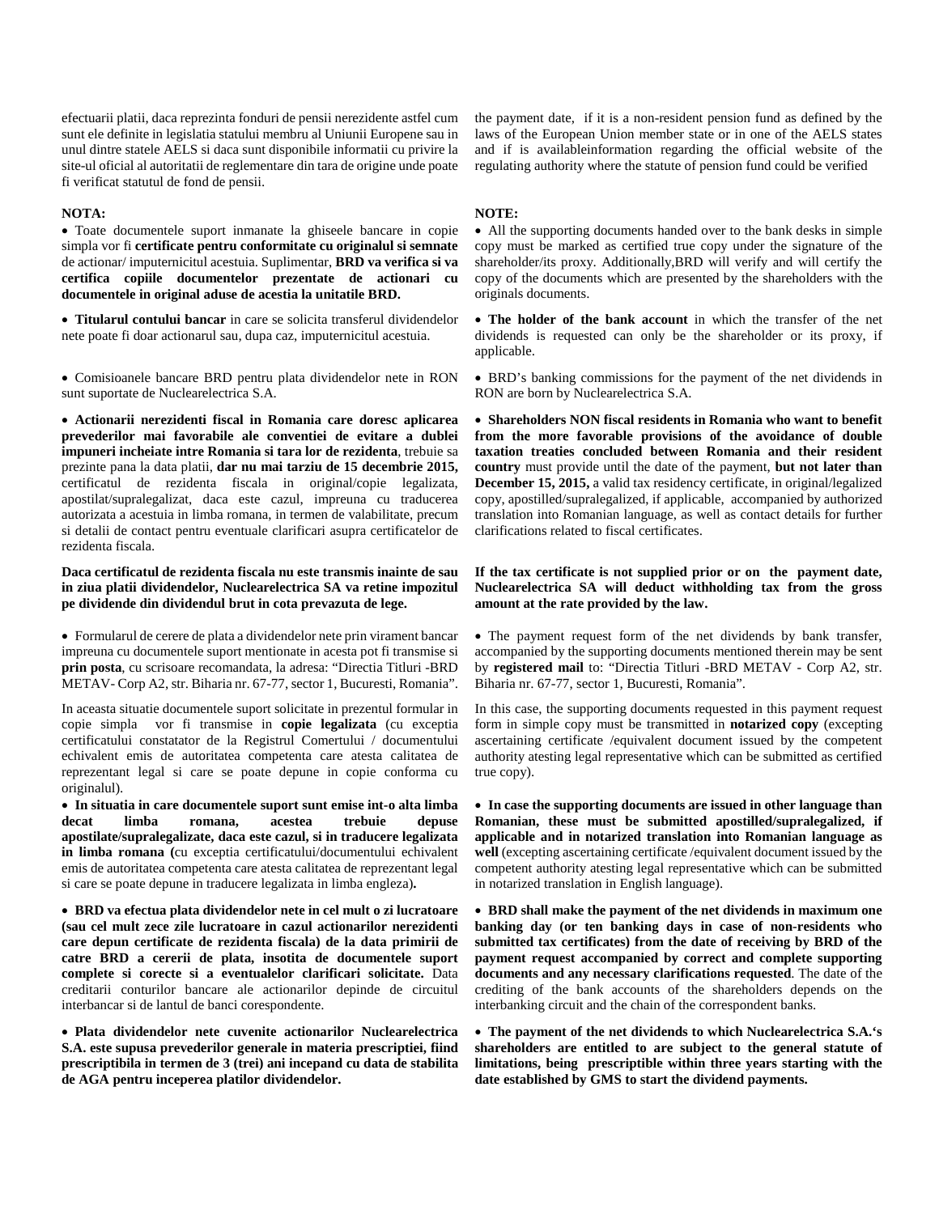efectuarii platii, daca reprezinta fonduri de pensii nerezidente astfel cum sunt ele definite in legislatia statului membru al Uniunii Europene sau in unul dintre statele AELS si daca sunt disponibile informatii cu privire la site-ul oficial al autoritatii de reglementare din tara de origine unde poate fi verificat statutul de fond de pensii.

**NOTA:**

- Toate documentele suport inmanate la ghiseele bancare in copie simpla vor fi **certificate pentru conformitate cu originalul si semnate** de actionar/ imputernicitul acestuia. Suplimentar, **BRD va verifica si va certifica copiile documentelor prezentate de actionari cu documentele in original aduse de acestia la unitatile BRD.**

- **Titularul contului bancar** in care se solicita transferul dividendelor nete poate fi doar actionarul sau, dupa caz, imputernicitul acestuia.

- Comisioanele bancare BRD pentru plata dividendelor nete in RON sunt suportate de Nuclearelectrica S.A.

- **Actionarii nerezidenti fiscal in Romania care doresc aplicarea prevederilor mai favorabile ale conventiei de evitare a dublei impuneri incheiate intre Romania si tara lor de rezidenta**, trebuie sa prezinte pana la data platii, **dar nu mai tarziu de 15 decembrie 2015,** certificatul de rezidenta fiscala in original/copie legalizata, apostilat/supralegalizat, daca este cazul, impreuna cu traducerea autorizata a acestuia in limba romana, in termen de valabilitate, precum si detalii de contact pentru eventuale clarificari asupra certificatelor de rezidenta fiscala.

**Daca certificatul de rezidenta fiscala nu este transmis inainte de sau in ziua platii dividendelor, Nuclearelectrica SA va retine impozitul pe dividende din dividendul brut in cota prevazuta de lege.**

- Formularul de cerere de plata a dividendelor nete prin virament bancar impreuna cu documentele suport mentionate in acesta pot fi transmise si **prin posta**, cu scrisoare recomandata, la adresa: "Directia Titluri -BRD METAV- Corp A2, str. Biharia nr. 67-77, sector 1, Bucuresti, Romania".

In aceasta situatie documentele suport solicitate in prezentul formular in copie simpla vor fi transmise in **copie legalizata** (cu exceptia certificatului constatator de la Registrul Comertului / documentului echivalent emis de autoritatea competenta care atesta calitatea de reprezentant legal si care se poate depune in copie conforma cu originalul).

- **In situatia in care documentele suport sunt emise int-o alta limba decat limba romana, acestea trebuie depuse apostilate/supralegalizate, daca este cazul, si in traducere legalizata in limba romana (**cu exceptia certificatului/documentului echivalent emis de autoritatea competenta care atesta calitatea de reprezentant legal si care se poate depune in traducere legalizata in limba engleza)**.**

- **BRD va efectua plata dividendelor nete in cel mult o zi lucratoare (sau cel mult zece zile lucratoare in cazul actionarilor nerezidenti care depun certificate de rezidenta fiscala) de la data primirii de catre BRD a cererii de plata, insotita de documentele suport complete si corecte si a eventualelor clarificari solicitate.** Data creditarii conturilor bancare ale actionarilor depinde de circuitul interbancar si de lantul de banci corespondente.

- **Plata dividendelor nete cuvenite actionarilor Nuclearelectrica S.A. este supusa prevederilor generale in materia prescriptiei, fiind prescriptibila in termen de 3 (trei) ani incepand cu data de stabilita de AGA pentru inceperea platilor dividendelor.**

the payment date, if it is a non-resident pension fund as defined by the laws of the European Union member state or in one of the AELS states and if is availableinformation regarding the official website of the regulating authority where the statute of pension fund could be verified

**NOTE:**

- All the supporting documents handed over to the bank desks in simple copy must be marked as certified true copy under the signature of the shareholder/its proxy. Additionally,BRD will verify and will certify the copy of the documents which are presented by the shareholders with the originals documents.

- **The holder of the bank account** in which the transfer of the net dividends is requested can only be the shareholder or its proxy, if applicable.

- BRD's banking commissions for the payment of the net dividends in RON are born by Nuclearelectrica S.A.

- **Shareholders NON fiscal residents in Romania who want to benefit from the more favorable provisions of the avoidance of double taxation treaties concluded between Romania and their resident country** must provide until the date of the payment, **but not later than December 15, 2015,** a valid tax residency certificate, in original/legalized copy, apostilled/supralegalized, if applicable, accompanied by authorized translation into Romanian language, as well as contact details for further clarifications related to fiscal certificates.

**If the tax certificate is not supplied prior or on the payment date, Nuclearelectrica SA will deduct withholding tax from the gross amount at the rate provided by the law.**

- The payment request form of the net dividends by bank transfer, accompanied by the supporting documents mentioned therein may be sent by **registered mail** to: "Directia Titluri -BRD METAV - Corp A2, str. Biharia nr. 67-77, sector 1, Bucuresti, Romania".

In this case, the supporting documents requested in this payment request form in simple copy must be transmitted in **notarized copy** (excepting ascertaining certificate /equivalent document issued by the competent authority atesting legal representative which can be submitted as certified true copy).

- **In case the supporting documents are issued in other language than Romanian, these must be submitted apostilled/supralegalized, if applicable and in notarized translation into Romanian language as well** (excepting ascertaining certificate /equivalent document issued by the competent authority atesting legal representative which can be submitted in notarized translation in English language).

- **BRD shall make the payment of the net dividends in maximum one banking day (or ten banking days in case of non-residents who submitted tax certificates) from the date of receiving by BRD of the payment request accompanied by correct and complete supporting documents and any necessary clarifications requested**. The date of the crediting of the bank accounts of the shareholders depends on the interbanking circuit and the chain of the correspondent banks.

- **The payment of the net dividends to which Nuclearelectrica S.A.'s shareholders are entitled to are subject to the general statute of limitations, being prescriptible within three years starting with the date established by GMS to start the dividend payments.**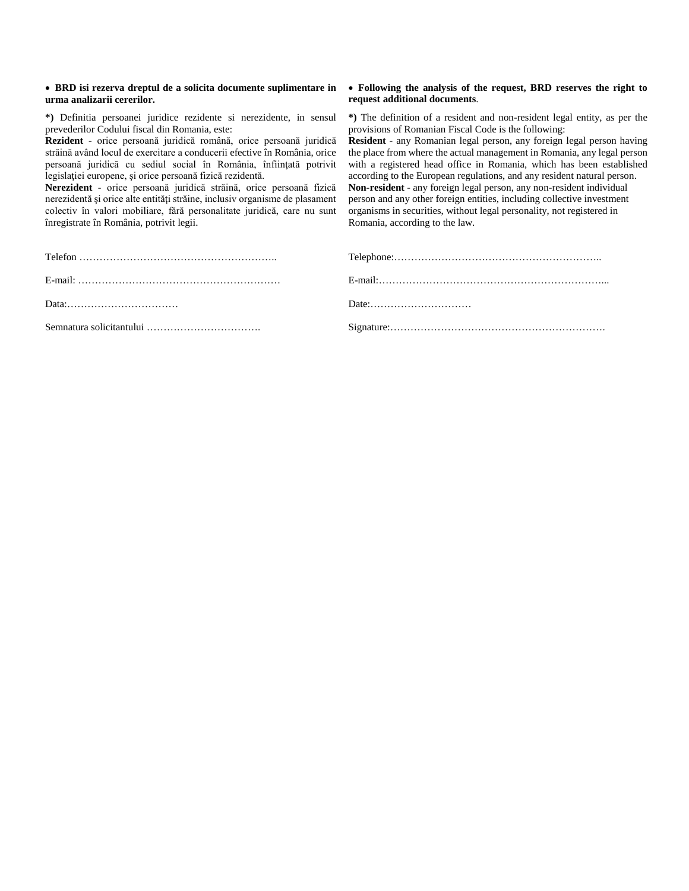- **BRD isi rezerva dreptul de a solicita documente suplimentare in urma analizarii cererilor.**

**\*)** Definitia persoanei juridice rezidente si nerezidente, in sensul prevederilor Codului fiscal din Romania, este:
**Rezident** - orice persoană juridică română, orice persoană juridică străină având locul de exercitare a conducerii efective în România, orice persoană juridică cu sediul social în România, înfiinţată potrivit legislaţiei europene, şi orice persoană fizică rezidentă.
**Nerezident** - orice persoană juridică străină, orice persoană fizică nerezidentă şi orice alte entităţi străine, inclusiv organisme de plasament colectiv în valori mobiliare, fără personalitate juridică, care nu sunt înregistrate în România, potrivit legii.

Telefon …………………………………………………..

E-mail: ……………………………………………………

Data:……………………………

Semnatura solicitantului …………………………….

- **Following the analysis of the request, BRD reserves the right to request additional documents**.

**\*)** The definition of a resident and non-resident legal entity, as per the provisions of Romanian Fiscal Code is the following:
**Resident** - any Romanian legal person, any foreign legal person having the place from where the actual management in Romania, any legal person with a registered head office in Romania, which has been established according to the European regulations, and any resident natural person.
**Non-resident** - any foreign legal person, any non-resident individual person and any other foreign entities, including collective investment organisms in securities, without legal personality, not registered in Romania, according to the law.

Telephone:……………………………………………………..

E-mail:…………………………………………………………...

Date:…………………………

Signature:……………………………………………………….